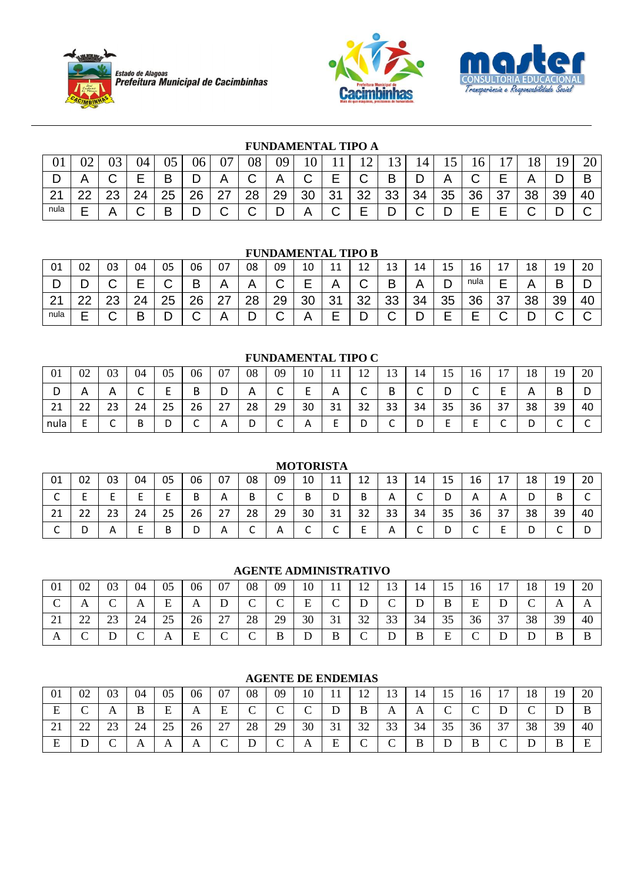Estado de Alagoas
Prefeitura Municipal de Cacimbinhas

## FUNDAMENTAL TIPO A

| 01 | 02 | 03 | 04 | 05 | 06 | 07 | 08 | 09 | 10 | 11 | 12 | 13 | 14 | 15 | 16 | 17 | 18 | 19 | 20 |
|---|---|---|---|---|---|---|---|---|---|---|---|---|---|---|---|---|---|---|---|
| D | A | C | E | B | D | A | C | A | C | E | C | B | D | A | C | E | A | D | B |
| 21 | 22 | 23 | 24 | 25 | 26 | 27 | 28 | 29 | 30 | 31 | 32 | 33 | 34 | 35 | 36 | 37 | 38 | 39 | 40 |
| nula | E | A | C | B | D | C | C | D | A | C | E | D | C | D | E | E | C | D | C |

## FUNDAMENTAL TIPO B

| 01 | 02 | 03 | 04 | 05 | 06 | 07 | 08 | 09 | 10 | 11 | 12 | 13 | 14 | 15 | 16 | 17 | 18 | 19 | 20 |
|---|---|---|---|---|---|---|---|---|---|---|---|---|---|---|---|---|---|---|---|
| D | D | C | E | C | B | A | A | C | E | A | C | B | A | D | nula | E | A | B | D |
| 21 | 22 | 23 | 24 | 25 | 26 | 27 | 28 | 29 | 30 | 31 | 32 | 33 | 34 | 35 | 36 | 37 | 38 | 39 | 40 |
| nula | E | C | B | D | C | A | D | C | A | E | D | C | D | E | E | C | D | C | C |

## FUNDAMENTAL TIPO C

| 01 | 02 | 03 | 04 | 05 | 06 | 07 | 08 | 09 | 10 | 11 | 12 | 13 | 14 | 15 | 16 | 17 | 18 | 19 | 20 |
|---|---|---|---|---|---|---|---|---|---|---|---|---|---|---|---|---|---|---|---|
| D | A | A | C | E | B | D | A | C | E | A | C | B | C | D | C | E | A | B | D |
| 21 | 22 | 23 | 24 | 25 | 26 | 27 | 28 | 29 | 30 | 31 | 32 | 33 | 34 | 35 | 36 | 37 | 38 | 39 | 40 |
| nula | E | C | B | D | C | A | D | C | A | E | D | C | D | E | E | C | D | C | C |

## MOTORISTA

| 01 | 02 | 03 | 04 | 05 | 06 | 07 | 08 | 09 | 10 | 11 | 12 | 13 | 14 | 15 | 16 | 17 | 18 | 19 | 20 |
|---|---|---|---|---|---|---|---|---|---|---|---|---|---|---|---|---|---|---|---|
| C | E | E | E | E | B | A | B | C | B | D | B | A | C | D | A | A | D | B | C |
| 21 | 22 | 23 | 24 | 25 | 26 | 27 | 28 | 29 | 30 | 31 | 32 | 33 | 34 | 35 | 36 | 37 | 38 | 39 | 40 |
| C | D | A | E | B | D | A | C | A | C | C | E | A | C | D | C | E | D | C | D |

## AGENTE ADMINISTRATIVO

| 01 | 02 | 03 | 04 | 05 | 06 | 07 | 08 | 09 | 10 | 11 | 12 | 13 | 14 | 15 | 16 | 17 | 18 | 19 | 20 |
|---|---|---|---|---|---|---|---|---|---|---|---|---|---|---|---|---|---|---|---|
| C | A | C | A | E | A | D | C | C | E | C | D | C | D | B | E | D | C | A | A |
| 21 | 22 | 23 | 24 | 25 | 26 | 27 | 28 | 29 | 30 | 31 | 32 | 33 | 34 | 35 | 36 | 37 | 38 | 39 | 40 |
| A | C | D | C | A | E | C | C | B | D | B | C | D | B | E | C | D | D | B | B |

## AGENTE DE ENDEMIAS

| 01 | 02 | 03 | 04 | 05 | 06 | 07 | 08 | 09 | 10 | 11 | 12 | 13 | 14 | 15 | 16 | 17 | 18 | 19 | 20 |
|---|---|---|---|---|---|---|---|---|---|---|---|---|---|---|---|---|---|---|---|
| E | C | A | B | E | A | E | C | C | C | D | B | A | A | C | C | D | C | D | B |
| 21 | 22 | 23 | 24 | 25 | 26 | 27 | 28 | 29 | 30 | 31 | 32 | 33 | 34 | 35 | 36 | 37 | 38 | 39 | 40 |
| E | D | C | A | A | A | C | D | C | A | E | C | C | B | D | B | C | D | B | E |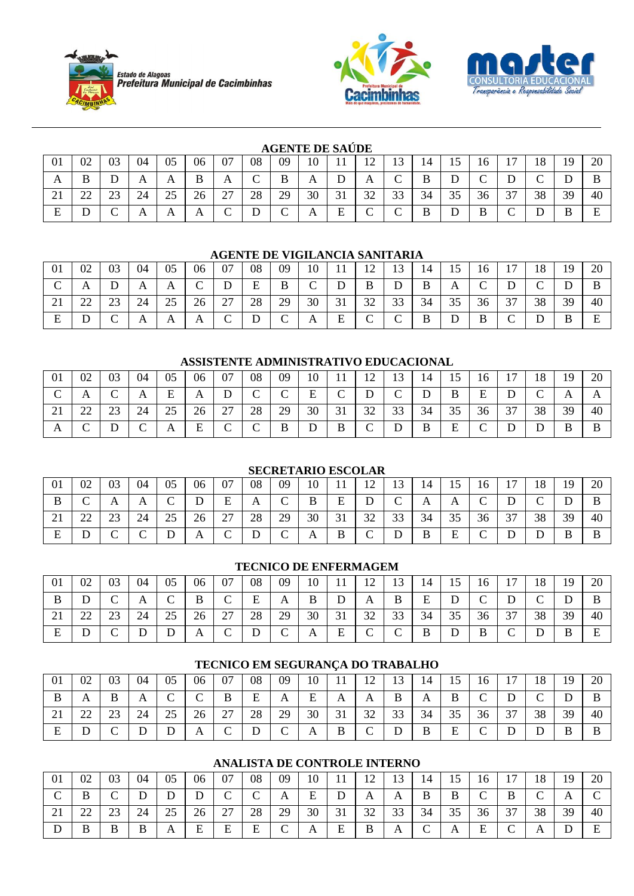Estado de Alagoas
Prefeitura Municipal de Cacimbinhas

## AGENTE DE SAÚDE

| 01 | 02 | 03 | 04 | 05 | 06 | 07 | 08 | 09 | 10 | 11 | 12 | 13 | 14 | 15 | 16 | 17 | 18 | 19 | 20 |
|---|---|---|---|---|---|---|---|---|---|---|---|---|---|---|---|---|---|---|---|
| A | B | D | A | A | B | A | C | B | A | D | A | C | B | D | C | D | C | D | B |
| 21 | 22 | 23 | 24 | 25 | 26 | 27 | 28 | 29 | 30 | 31 | 32 | 33 | 34 | 35 | 36 | 37 | 38 | 39 | 40 |
| E | D | C | A | A | A | C | D | C | A | E | C | C | B | D | B | C | D | B | E |

## AGENTE DE VIGILANCIA SANITARIA

| 01 | 02 | 03 | 04 | 05 | 06 | 07 | 08 | 09 | 10 | 11 | 12 | 13 | 14 | 15 | 16 | 17 | 18 | 19 | 20 |
|---|---|---|---|---|---|---|---|---|---|---|---|---|---|---|---|---|---|---|---|
| C | A | D | A | A | C | D | E | B | C | D | B | D | B | A | C | D | C | D | B |
| 21 | 22 | 23 | 24 | 25 | 26 | 27 | 28 | 29 | 30 | 31 | 32 | 33 | 34 | 35 | 36 | 37 | 38 | 39 | 40 |
| E | D | C | A | A | A | C | D | C | A | E | C | C | B | D | B | C | D | B | E |

## ASSISTENTE ADMINISTRATIVO EDUCACIONAL

| 01 | 02 | 03 | 04 | 05 | 06 | 07 | 08 | 09 | 10 | 11 | 12 | 13 | 14 | 15 | 16 | 17 | 18 | 19 | 20 |
|---|---|---|---|---|---|---|---|---|---|---|---|---|---|---|---|---|---|---|---|
| C | A | C | A | E | A | D | C | C | E | C | D | C | D | B | E | D | C | A | A |
| 21 | 22 | 23 | 24 | 25 | 26 | 27 | 28 | 29 | 30 | 31 | 32 | 33 | 34 | 35 | 36 | 37 | 38 | 39 | 40 |
| A | C | D | C | A | E | C | C | B | D | B | C | D | B | E | C | D | D | B | B |

## SECRETARIO ESCOLAR

| 01 | 02 | 03 | 04 | 05 | 06 | 07 | 08 | 09 | 10 | 11 | 12 | 13 | 14 | 15 | 16 | 17 | 18 | 19 | 20 |
|---|---|---|---|---|---|---|---|---|---|---|---|---|---|---|---|---|---|---|---|
| B | C | A | A | C | D | E | A | C | B | E | D | C | A | A | C | D | C | D | B |
| 21 | 22 | 23 | 24 | 25 | 26 | 27 | 28 | 29 | 30 | 31 | 32 | 33 | 34 | 35 | 36 | 37 | 38 | 39 | 40 |
| E | D | C | C | D | A | C | D | C | A | B | C | D | B | E | C | D | D | B | B |

## TECNICO DE ENFERMAGEM

| 01 | 02 | 03 | 04 | 05 | 06 | 07 | 08 | 09 | 10 | 11 | 12 | 13 | 14 | 15 | 16 | 17 | 18 | 19 | 20 |
|---|---|---|---|---|---|---|---|---|---|---|---|---|---|---|---|---|---|---|---|
| B | D | C | A | C | B | C | E | A | B | D | A | B | E | D | C | D | C | D | B |
| 21 | 22 | 23 | 24 | 25 | 26 | 27 | 28 | 29 | 30 | 31 | 32 | 33 | 34 | 35 | 36 | 37 | 38 | 39 | 40 |
| E | D | C | D | D | A | C | D | C | A | E | C | C | B | D | B | C | D | B | E |

## TECNICO EM SEGURANÇA DO TRABALHO

| 01 | 02 | 03 | 04 | 05 | 06 | 07 | 08 | 09 | 10 | 11 | 12 | 13 | 14 | 15 | 16 | 17 | 18 | 19 | 20 |
|---|---|---|---|---|---|---|---|---|---|---|---|---|---|---|---|---|---|---|---|
| B | A | B | A | C | C | B | E | A | E | A | A | B | A | B | C | D | C | D | B |
| 21 | 22 | 23 | 24 | 25 | 26 | 27 | 28 | 29 | 30 | 31 | 32 | 33 | 34 | 35 | 36 | 37 | 38 | 39 | 40 |
| E | D | C | D | D | A | C | D | C | A | B | C | D | B | E | C | D | D | B | B |

## ANALISTA DE CONTROLE INTERNO

| 01 | 02 | 03 | 04 | 05 | 06 | 07 | 08 | 09 | 10 | 11 | 12 | 13 | 14 | 15 | 16 | 17 | 18 | 19 | 20 |
|---|---|---|---|---|---|---|---|---|---|---|---|---|---|---|---|---|---|---|---|
| C | B | C | D | D | D | C | C | A | E | D | A | A | B | B | C | B | C | A | C |
| 21 | 22 | 23 | 24 | 25 | 26 | 27 | 28 | 29 | 30 | 31 | 32 | 33 | 34 | 35 | 36 | 37 | 38 | 39 | 40 |
| D | B | B | B | A | E | E | E | C | A | E | B | A | C | A | E | C | A | D | E |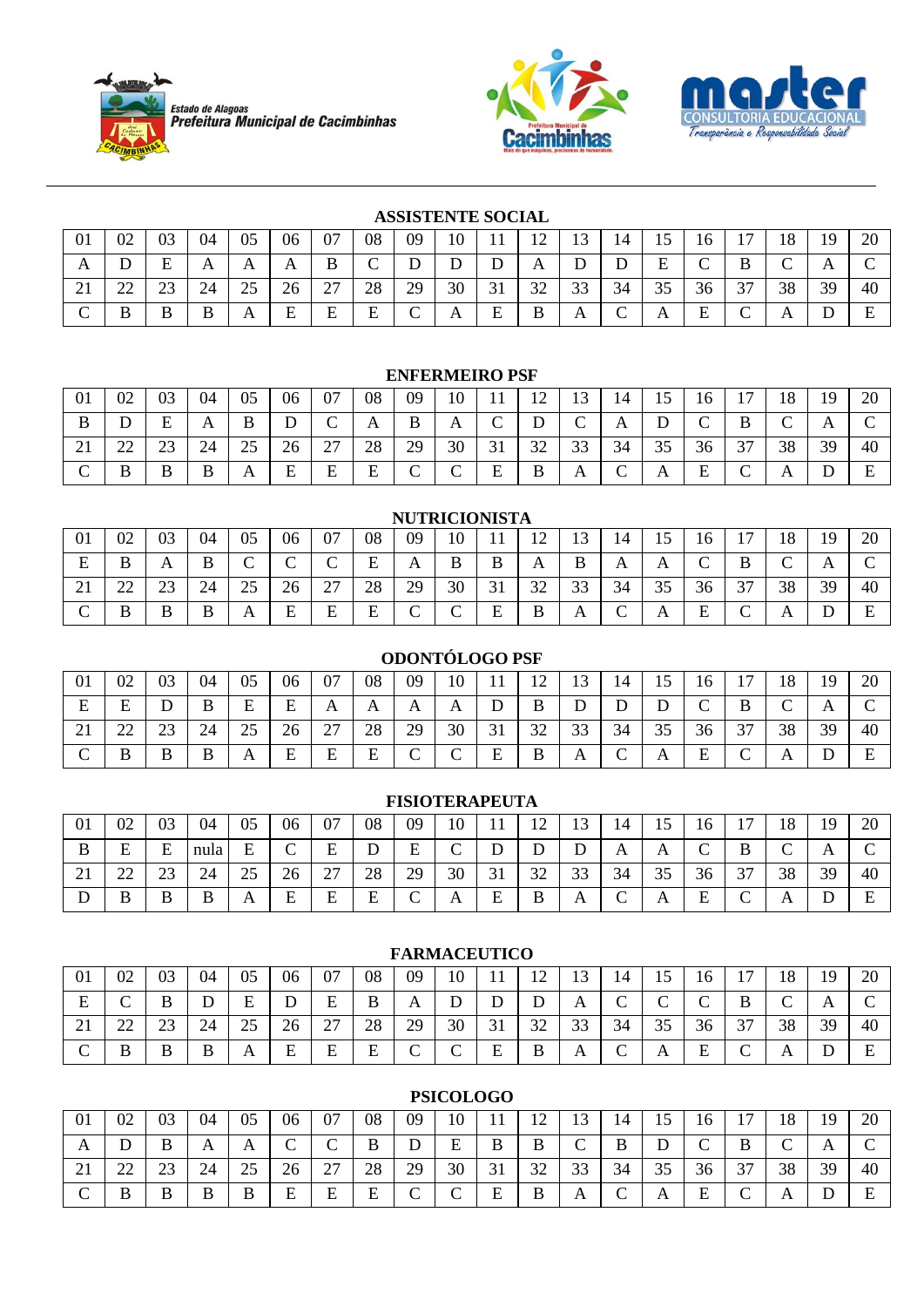Estado de Alagoas
**Prefeitura Municipal de Cacimbinhas**

### ASSISTENTE SOCIAL

| | | | | | | | | | | | | | | | | | | | |
|---|---|---|---|---|---|---|---|---|---|---|---|---|---|---|---|---|---|---|---|
| 01 | 02 | 03 | 04 | 05 | 06 | 07 | 08 | 09 | 10 | 11 | 12 | 13 | 14 | 15 | 16 | 17 | 18 | 19 | 20 |
| A | D | E | A | A | A | B | C | D | D | D | A | D | D | E | C | B | C | A | C |
| 21 | 22 | 23 | 24 | 25 | 26 | 27 | 28 | 29 | 30 | 31 | 32 | 33 | 34 | 35 | 36 | 37 | 38 | 39 | 40 |
| C | B | B | B | A | E | E | E | C | A | E | B | A | C | A | E | C | A | D | E |

### ENFERMEIRO PSF

| | | | | | | | | | | | | | | | | | | | |
|---|---|---|---|---|---|---|---|---|---|---|---|---|---|---|---|---|---|---|---|
| 01 | 02 | 03 | 04 | 05 | 06 | 07 | 08 | 09 | 10 | 11 | 12 | 13 | 14 | 15 | 16 | 17 | 18 | 19 | 20 |
| B | D | E | A | B | D | C | A | B | A | C | D | C | A | D | C | B | C | A | C |
| 21 | 22 | 23 | 24 | 25 | 26 | 27 | 28 | 29 | 30 | 31 | 32 | 33 | 34 | 35 | 36 | 37 | 38 | 39 | 40 |
| C | B | B | B | A | E | E | E | C | C | E | B | A | C | A | E | C | A | D | E |

### NUTRICIONISTA

| | | | | | | | | | | | | | | | | | | | |
|---|---|---|---|---|---|---|---|---|---|---|---|---|---|---|---|---|---|---|---|
| 01 | 02 | 03 | 04 | 05 | 06 | 07 | 08 | 09 | 10 | 11 | 12 | 13 | 14 | 15 | 16 | 17 | 18 | 19 | 20 |
| E | B | A | B | C | C | C | E | A | B | B | A | B | A | A | C | B | C | A | C |
| 21 | 22 | 23 | 24 | 25 | 26 | 27 | 28 | 29 | 30 | 31 | 32 | 33 | 34 | 35 | 36 | 37 | 38 | 39 | 40 |
| C | B | B | B | A | E | E | E | C | C | E | B | A | C | A | E | C | A | D | E |

### ODONTÓLOGO PSF

| | | | | | | | | | | | | | | | | | | | |
|---|---|---|---|---|---|---|---|---|---|---|---|---|---|---|---|---|---|---|---|
| 01 | 02 | 03 | 04 | 05 | 06 | 07 | 08 | 09 | 10 | 11 | 12 | 13 | 14 | 15 | 16 | 17 | 18 | 19 | 20 |
| E | E | D | B | E | E | A | A | A | A | D | B | D | D | D | C | B | C | A | C |
| 21 | 22 | 23 | 24 | 25 | 26 | 27 | 28 | 29 | 30 | 31 | 32 | 33 | 34 | 35 | 36 | 37 | 38 | 39 | 40 |
| C | B | B | B | A | E | E | E | C | C | E | B | A | C | A | E | C | A | D | E |

### FISIOTERAPEUTA

| | | | | | | | | | | | | | | | | | | | |
|---|---|---|---|---|---|---|---|---|---|---|---|---|---|---|---|---|---|---|---|
| 01 | 02 | 03 | 04 | 05 | 06 | 07 | 08 | 09 | 10 | 11 | 12 | 13 | 14 | 15 | 16 | 17 | 18 | 19 | 20 |
| B | E | E | nula | E | C | E | D | E | C | D | D | D | A | A | C | B | C | A | C |
| 21 | 22 | 23 | 24 | 25 | 26 | 27 | 28 | 29 | 30 | 31 | 32 | 33 | 34 | 35 | 36 | 37 | 38 | 39 | 40 |
| D | B | B | B | A | E | E | E | C | A | E | B | A | C | A | E | C | A | D | E |

### FARMACEUTICO

| | | | | | | | | | | | | | | | | | | | |
|---|---|---|---|---|---|---|---|---|---|---|---|---|---|---|---|---|---|---|---|
| 01 | 02 | 03 | 04 | 05 | 06 | 07 | 08 | 09 | 10 | 11 | 12 | 13 | 14 | 15 | 16 | 17 | 18 | 19 | 20 |
| E | C | B | D | E | D | E | B | A | D | D | D | A | C | C | C | B | C | A | C |
| 21 | 22 | 23 | 24 | 25 | 26 | 27 | 28 | 29 | 30 | 31 | 32 | 33 | 34 | 35 | 36 | 37 | 38 | 39 | 40 |
| C | B | B | B | A | E | E | E | C | C | E | B | A | C | A | E | C | A | D | E |

### PSICOLOGO

| | | | | | | | | | | | | | | | | | | | |
|---|---|---|---|---|---|---|---|---|---|---|---|---|---|---|---|---|---|---|---|
| 01 | 02 | 03 | 04 | 05 | 06 | 07 | 08 | 09 | 10 | 11 | 12 | 13 | 14 | 15 | 16 | 17 | 18 | 19 | 20 |
| A | D | B | A | A | C | C | B | D | E | B | B | C | B | D | C | B | C | A | C |
| 21 | 22 | 23 | 24 | 25 | 26 | 27 | 28 | 29 | 30 | 31 | 32 | 33 | 34 | 35 | 36 | 37 | 38 | 39 | 40 |
| C | B | B | B | B | E | E | E | C | C | E | B | A | C | A | E | C | A | D | E |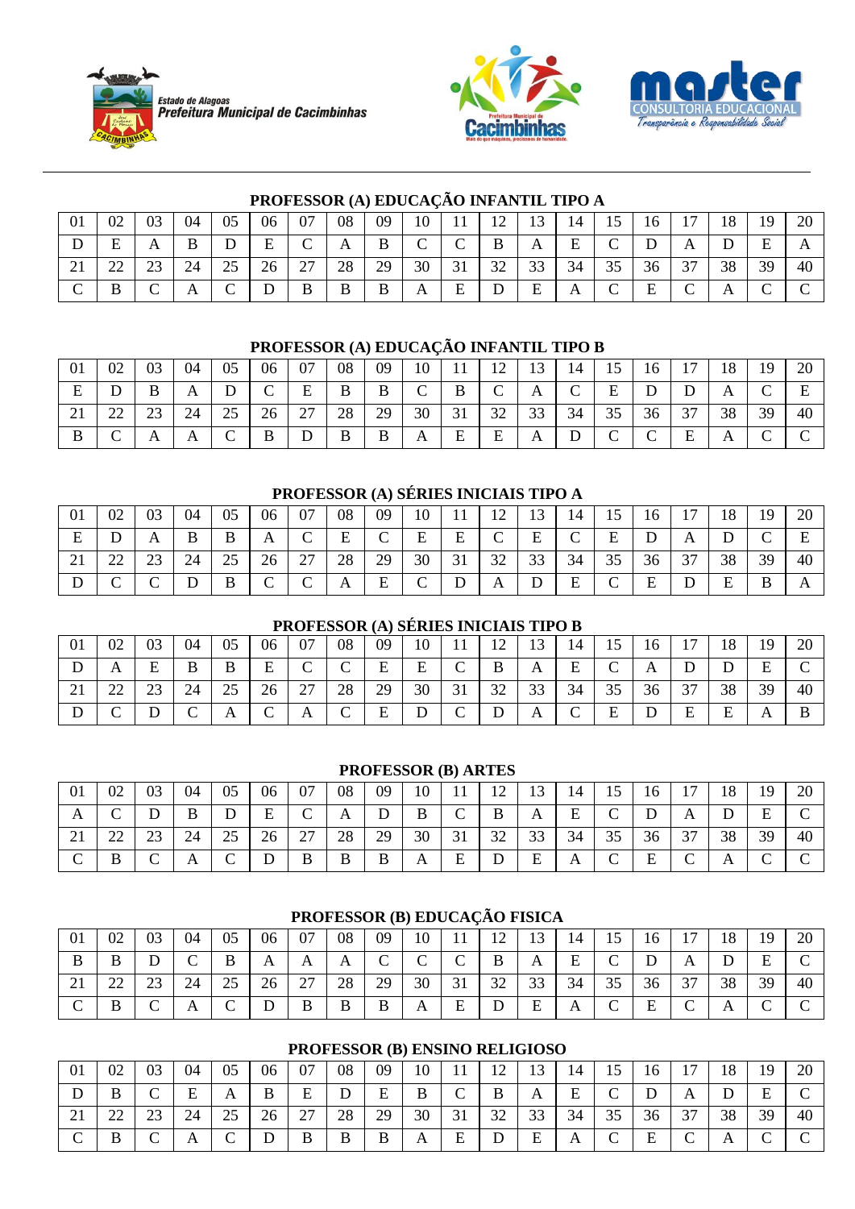Estado de Alagoas
**Prefeitura Municipal de Cacimbinhas**

### PROFESSOR (A) EDUCAÇÃO INFANTIL TIPO A

| 01 | 02 | 03 | 04 | 05 | 06 | 07 | 08 | 09 | 10 | 11 | 12 | 13 | 14 | 15 | 16 | 17 | 18 | 19 | 20 |
|---|---|---|---|---|---|---|---|---|---|---|---|---|---|---|---|---|---|---|---|
| D | E | A | B | D | E | C | A | B | C | C | B | A | E | C | D | A | D | E | A |
| 21 | 22 | 23 | 24 | 25 | 26 | 27 | 28 | 29 | 30 | 31 | 32 | 33 | 34 | 35 | 36 | 37 | 38 | 39 | 40 |
| C | B | C | A | C | D | B | B | B | A | E | D | E | A | C | E | C | A | C | C |

### PROFESSOR (A) EDUCAÇÃO INFANTIL TIPO B

| 01 | 02 | 03 | 04 | 05 | 06 | 07 | 08 | 09 | 10 | 11 | 12 | 13 | 14 | 15 | 16 | 17 | 18 | 19 | 20 |
|---|---|---|---|---|---|---|---|---|---|---|---|---|---|---|---|---|---|---|---|
| E | D | B | A | D | C | E | B | B | C | B | C | A | C | E | D | D | A | C | E |
| 21 | 22 | 23 | 24 | 25 | 26 | 27 | 28 | 29 | 30 | 31 | 32 | 33 | 34 | 35 | 36 | 37 | 38 | 39 | 40 |
| B | C | A | A | C | B | D | B | B | A | E | E | A | D | C | C | E | A | C | C |

### PROFESSOR (A) SÉRIES INICIAIS TIPO A

| 01 | 02 | 03 | 04 | 05 | 06 | 07 | 08 | 09 | 10 | 11 | 12 | 13 | 14 | 15 | 16 | 17 | 18 | 19 | 20 |
|---|---|---|---|---|---|---|---|---|---|---|---|---|---|---|---|---|---|---|---|
| E | D | A | B | B | A | C | E | C | E | E | C | E | C | E | D | A | D | C | E |
| 21 | 22 | 23 | 24 | 25 | 26 | 27 | 28 | 29 | 30 | 31 | 32 | 33 | 34 | 35 | 36 | 37 | 38 | 39 | 40 |
| D | C | C | D | B | C | C | A | E | C | D | A | D | E | C | E | D | E | B | A |

### PROFESSOR (A) SÉRIES INICIAIS TIPO B

| 01 | 02 | 03 | 04 | 05 | 06 | 07 | 08 | 09 | 10 | 11 | 12 | 13 | 14 | 15 | 16 | 17 | 18 | 19 | 20 |
|---|---|---|---|---|---|---|---|---|---|---|---|---|---|---|---|---|---|---|---|
| D | A | E | B | B | E | C | C | E | E | C | B | A | E | C | A | D | D | E | C |
| 21 | 22 | 23 | 24 | 25 | 26 | 27 | 28 | 29 | 30 | 31 | 32 | 33 | 34 | 35 | 36 | 37 | 38 | 39 | 40 |
| D | C | D | C | A | C | A | C | E | D | C | D | A | C | E | D | E | E | A | B |

### PROFESSOR (B) ARTES

| 01 | 02 | 03 | 04 | 05 | 06 | 07 | 08 | 09 | 10 | 11 | 12 | 13 | 14 | 15 | 16 | 17 | 18 | 19 | 20 |
|---|---|---|---|---|---|---|---|---|---|---|---|---|---|---|---|---|---|---|---|
| A | C | D | B | D | E | C | A | D | B | C | B | A | E | C | D | A | D | E | C |
| 21 | 22 | 23 | 24 | 25 | 26 | 27 | 28 | 29 | 30 | 31 | 32 | 33 | 34 | 35 | 36 | 37 | 38 | 39 | 40 |
| C | B | C | A | C | D | B | B | B | A | E | D | E | A | C | E | C | A | C | C |

### PROFESSOR (B) EDUCAÇÃO FISICA

| 01 | 02 | 03 | 04 | 05 | 06 | 07 | 08 | 09 | 10 | 11 | 12 | 13 | 14 | 15 | 16 | 17 | 18 | 19 | 20 |
|---|---|---|---|---|---|---|---|---|---|---|---|---|---|---|---|---|---|---|---|
| B | B | D | C | B | A | A | A | C | C | C | B | A | E | C | D | A | D | E | C |
| 21 | 22 | 23 | 24 | 25 | 26 | 27 | 28 | 29 | 30 | 31 | 32 | 33 | 34 | 35 | 36 | 37 | 38 | 39 | 40 |
| C | B | C | A | C | D | B | B | B | A | E | D | E | A | C | E | C | A | C | C |

### PROFESSOR (B) ENSINO RELIGIOSO

| 01 | 02 | 03 | 04 | 05 | 06 | 07 | 08 | 09 | 10 | 11 | 12 | 13 | 14 | 15 | 16 | 17 | 18 | 19 | 20 |
|---|---|---|---|---|---|---|---|---|---|---|---|---|---|---|---|---|---|---|---|
| D | B | C | E | A | B | E | D | E | B | C | B | A | E | C | D | A | D | E | C |
| 21 | 22 | 23 | 24 | 25 | 26 | 27 | 28 | 29 | 30 | 31 | 32 | 33 | 34 | 35 | 36 | 37 | 38 | 39 | 40 |
| C | B | C | A | C | D | B | B | B | A | E | D | E | A | C | E | C | A | C | C |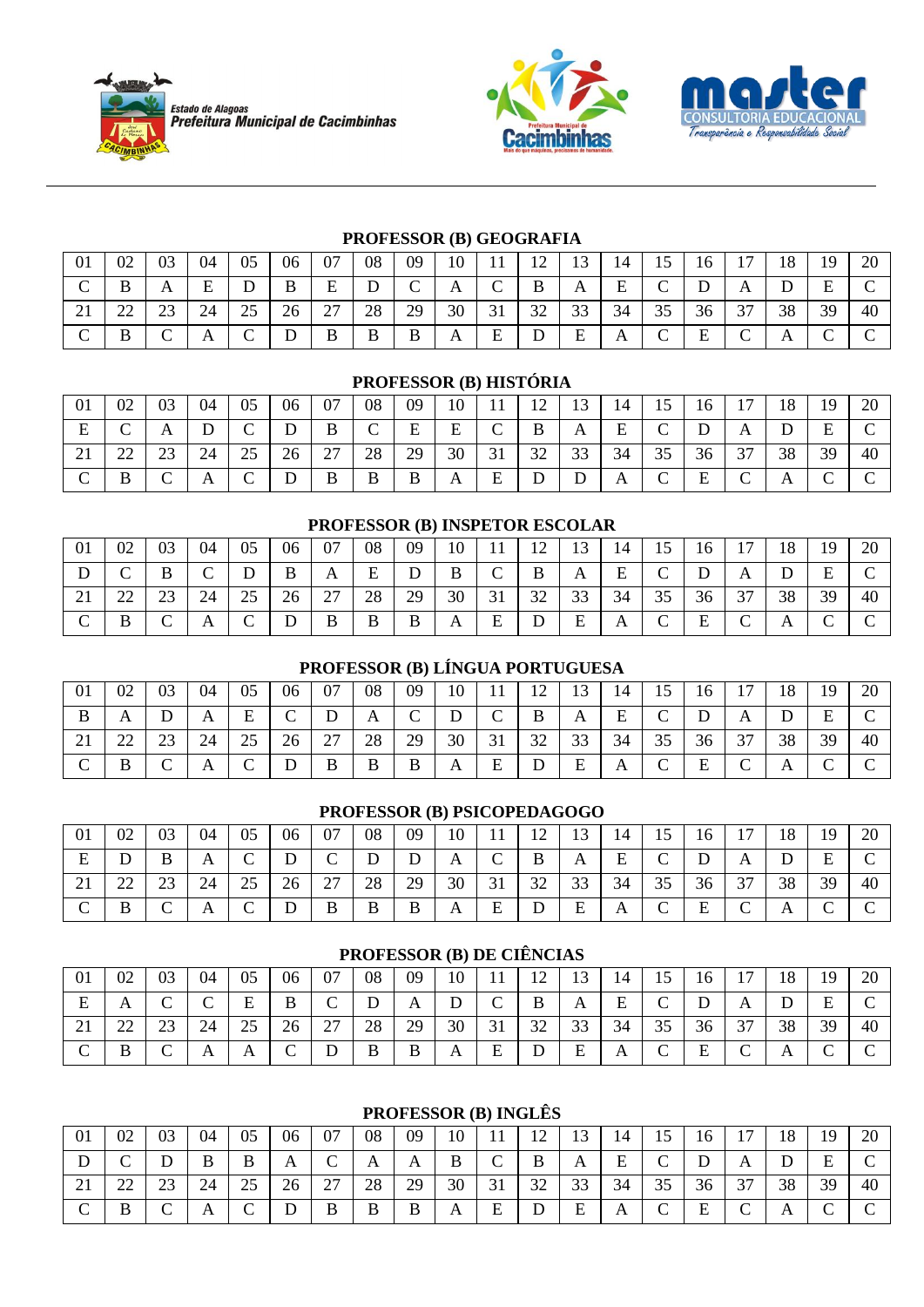Estado de Alagoas
Prefeitura Municipal de Cacimbinhas

## PROFESSOR (B) GEOGRAFIA

| | | | | | | | | | | | | | | | | | | | |
|---|---|---|---|---|---|---|---|---|---|---|---|---|---|---|---|---|---|---|---|
| 01 | 02 | 03 | 04 | 05 | 06 | 07 | 08 | 09 | 10 | 11 | 12 | 13 | 14 | 15 | 16 | 17 | 18 | 19 | 20 |
| C | B | A | E | D | B | E | D | C | A | C | B | A | E | C | D | A | D | E | C |
| 21 | 22 | 23 | 24 | 25 | 26 | 27 | 28 | 29 | 30 | 31 | 32 | 33 | 34 | 35 | 36 | 37 | 38 | 39 | 40 |
| C | B | C | A | C | D | B | B | B | A | E | D | E | A | C | E | C | A | C | C |

## PROFESSOR (B) HISTÓRIA

| | | | | | | | | | | | | | | | | | | | |
|---|---|---|---|---|---|---|---|---|---|---|---|---|---|---|---|---|---|---|---|
| 01 | 02 | 03 | 04 | 05 | 06 | 07 | 08 | 09 | 10 | 11 | 12 | 13 | 14 | 15 | 16 | 17 | 18 | 19 | 20 |
| E | C | A | D | C | D | B | C | E | E | C | B | A | E | C | D | A | D | E | C |
| 21 | 22 | 23 | 24 | 25 | 26 | 27 | 28 | 29 | 30 | 31 | 32 | 33 | 34 | 35 | 36 | 37 | 38 | 39 | 40 |
| C | B | C | A | C | D | B | B | B | A | E | D | D | A | C | E | C | A | C | C |

## PROFESSOR (B) INSPETOR ESCOLAR

| | | | | | | | | | | | | | | | | | | | |
|---|---|---|---|---|---|---|---|---|---|---|---|---|---|---|---|---|---|---|---|
| 01 | 02 | 03 | 04 | 05 | 06 | 07 | 08 | 09 | 10 | 11 | 12 | 13 | 14 | 15 | 16 | 17 | 18 | 19 | 20 |
| D | C | B | C | D | B | A | E | D | B | C | B | A | E | C | D | A | D | E | C |
| 21 | 22 | 23 | 24 | 25 | 26 | 27 | 28 | 29 | 30 | 31 | 32 | 33 | 34 | 35 | 36 | 37 | 38 | 39 | 40 |
| C | B | C | A | C | D | B | B | B | A | E | D | E | A | C | E | C | A | C | C |

## PROFESSOR (B) LÍNGUA PORTUGUESA

| | | | | | | | | | | | | | | | | | | | |
|---|---|---|---|---|---|---|---|---|---|---|---|---|---|---|---|---|---|---|---|
| 01 | 02 | 03 | 04 | 05 | 06 | 07 | 08 | 09 | 10 | 11 | 12 | 13 | 14 | 15 | 16 | 17 | 18 | 19 | 20 |
| B | A | D | A | E | C | D | A | C | D | C | B | A | E | C | D | A | D | E | C |
| 21 | 22 | 23 | 24 | 25 | 26 | 27 | 28 | 29 | 30 | 31 | 32 | 33 | 34 | 35 | 36 | 37 | 38 | 39 | 40 |
| C | B | C | A | C | D | B | B | B | A | E | D | E | A | C | E | C | A | C | C |

## PROFESSOR (B) PSICOPEDAGOGO

| | | | | | | | | | | | | | | | | | | | |
|---|---|---|---|---|---|---|---|---|---|---|---|---|---|---|---|---|---|---|---|
| 01 | 02 | 03 | 04 | 05 | 06 | 07 | 08 | 09 | 10 | 11 | 12 | 13 | 14 | 15 | 16 | 17 | 18 | 19 | 20 |
| E | D | B | A | C | D | C | D | D | A | C | B | A | E | C | D | A | D | E | C |
| 21 | 22 | 23 | 24 | 25 | 26 | 27 | 28 | 29 | 30 | 31 | 32 | 33 | 34 | 35 | 36 | 37 | 38 | 39 | 40 |
| C | B | C | A | C | D | B | B | B | A | E | D | E | A | C | E | C | A | C | C |

## PROFESSOR (B) DE CIÊNCIAS

| | | | | | | | | | | | | | | | | | | | |
|---|---|---|---|---|---|---|---|---|---|---|---|---|---|---|---|---|---|---|---|
| 01 | 02 | 03 | 04 | 05 | 06 | 07 | 08 | 09 | 10 | 11 | 12 | 13 | 14 | 15 | 16 | 17 | 18 | 19 | 20 |
| E | A | C | C | E | B | C | D | A | D | C | B | A | E | C | D | A | D | E | C |
| 21 | 22 | 23 | 24 | 25 | 26 | 27 | 28 | 29 | 30 | 31 | 32 | 33 | 34 | 35 | 36 | 37 | 38 | 39 | 40 |
| C | B | C | A | A | C | D | B | B | A | E | D | E | A | C | E | C | A | C | C |

## PROFESSOR (B) INGLÊS

| | | | | | | | | | | | | | | | | | | | |
|---|---|---|---|---|---|---|---|---|---|---|---|---|---|---|---|---|---|---|---|
| 01 | 02 | 03 | 04 | 05 | 06 | 07 | 08 | 09 | 10 | 11 | 12 | 13 | 14 | 15 | 16 | 17 | 18 | 19 | 20 |
| D | C | D | B | B | A | C | A | A | B | C | B | A | E | C | D | A | D | E | C |
| 21 | 22 | 23 | 24 | 25 | 26 | 27 | 28 | 29 | 30 | 31 | 32 | 33 | 34 | 35 | 36 | 37 | 38 | 39 | 40 |
| C | B | C | A | C | D | B | B | B | A | E | D | E | A | C | E | C | A | C | C |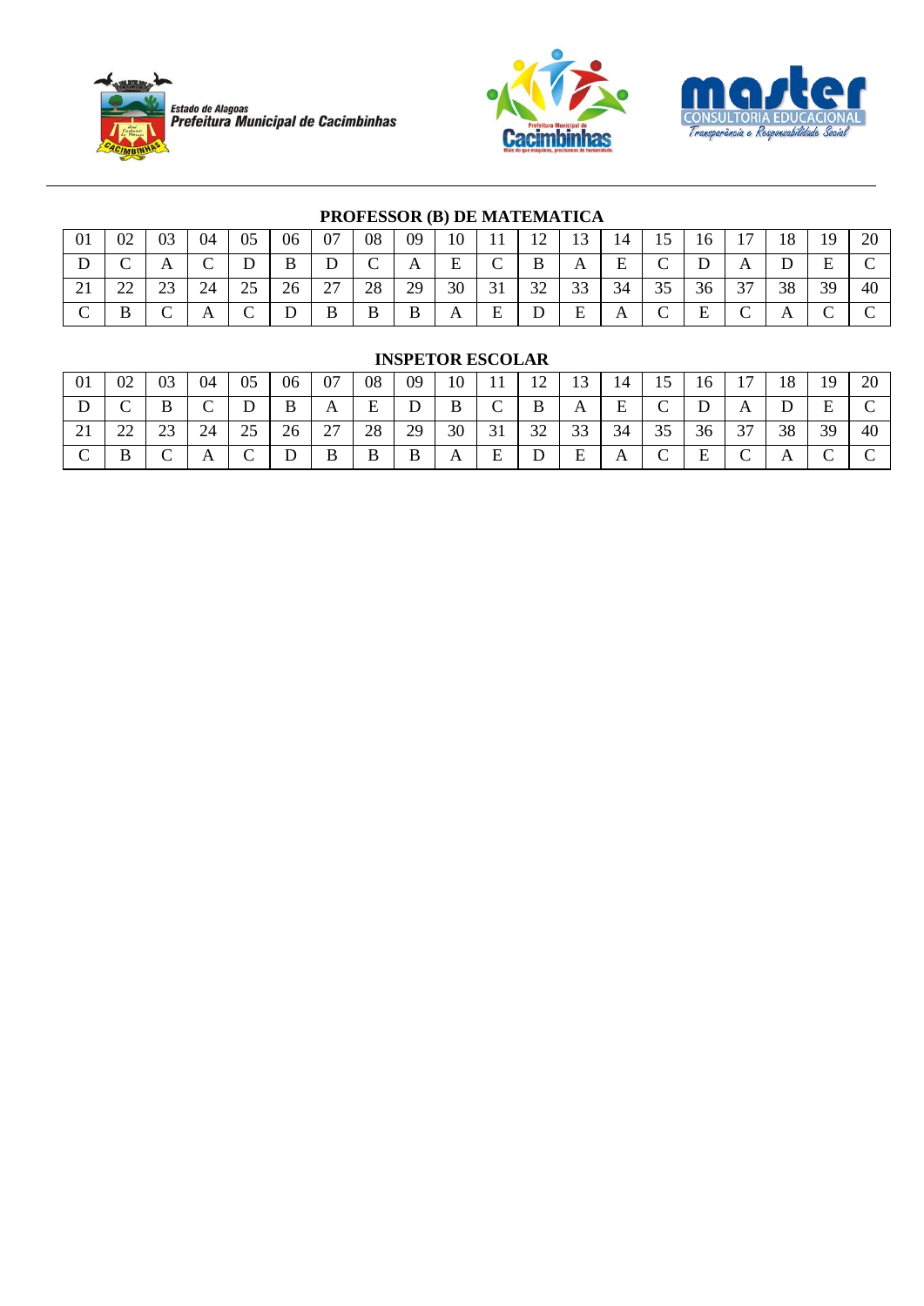Estado de Alagoas
Prefeitura Municipal de Cacimbinhas

## PROFESSOR (B) DE MATEMATICA

| | | | | | | | | | | | | | | | | | | | |
|---|---|---|---|---|---|---|---|---|---|---|---|---|---|---|---|---|---|---|---|
| 01 | 02 | 03 | 04 | 05 | 06 | 07 | 08 | 09 | 10 | 11 | 12 | 13 | 14 | 15 | 16 | 17 | 18 | 19 | 20 |
| D | C | A | C | D | B | D | C | A | E | C | B | A | E | C | D | A | D | E | C |
| 21 | 22 | 23 | 24 | 25 | 26 | 27 | 28 | 29 | 30 | 31 | 32 | 33 | 34 | 35 | 36 | 37 | 38 | 39 | 40 |
| C | B | C | A | C | D | B | B | B | A | E | D | E | A | C | E | C | A | C | C |

## INSPETOR ESCOLAR

| | | | | | | | | | | | | | | | | | | | |
|---|---|---|---|---|---|---|---|---|---|---|---|---|---|---|---|---|---|---|---|
| 01 | 02 | 03 | 04 | 05 | 06 | 07 | 08 | 09 | 10 | 11 | 12 | 13 | 14 | 15 | 16 | 17 | 18 | 19 | 20 |
| D | C | B | C | D | B | A | E | D | B | C | B | A | E | C | D | A | D | E | C |
| 21 | 22 | 23 | 24 | 25 | 26 | 27 | 28 | 29 | 30 | 31 | 32 | 33 | 34 | 35 | 36 | 37 | 38 | 39 | 40 |
| C | B | C | A | C | D | B | B | B | A | E | D | E | A | C | E | C | A | C | C |